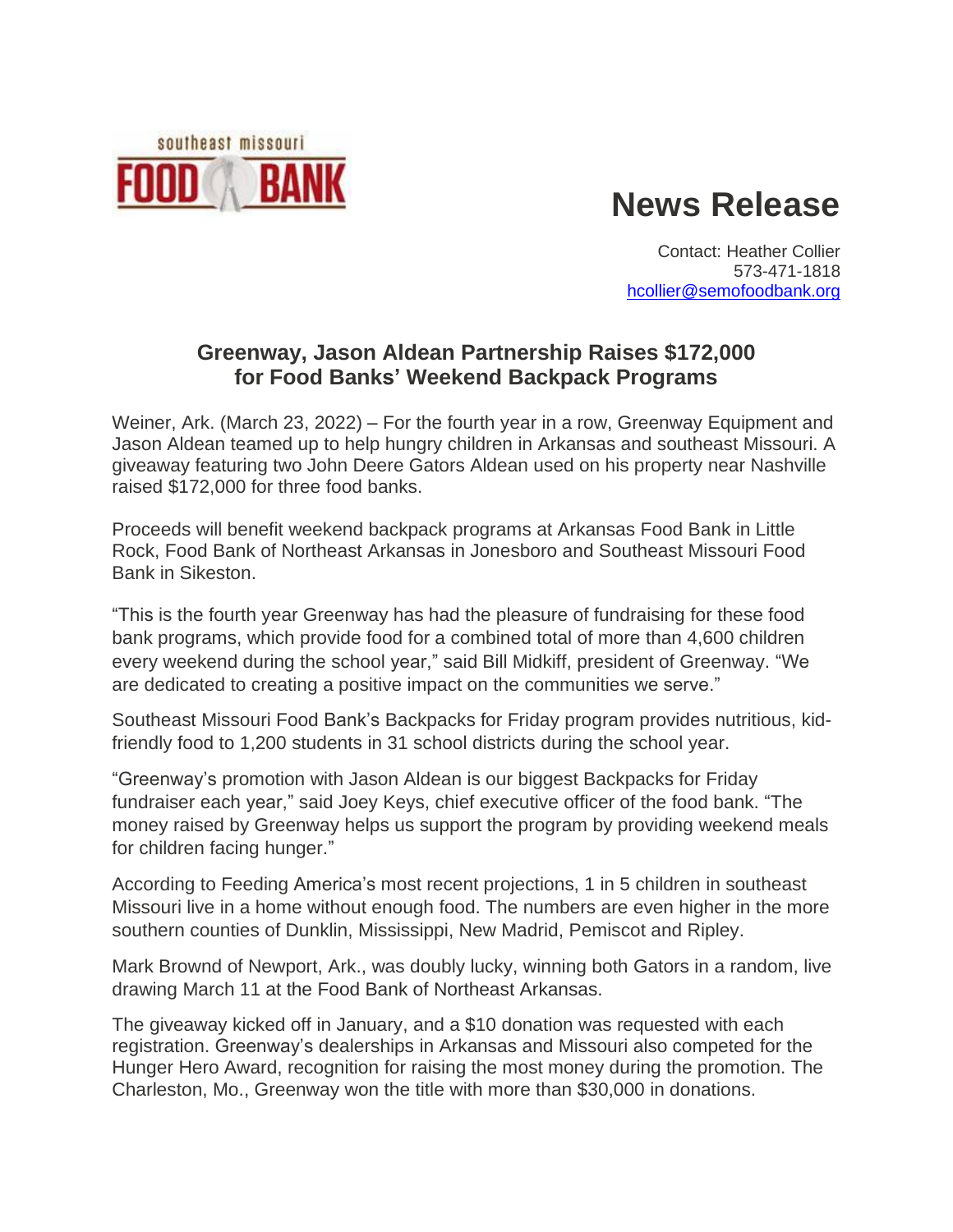southeast missouri
FOOD BANK

# News Release

Contact: Heather Collier
573-471-1818
hcollier@semofoodbank.org

## Greenway, Jason Aldean Partnership Raises $172,000 for Food Banks' Weekend Backpack Programs

Weiner, Ark. (March 23, 2022) – For the fourth year in a row, Greenway Equipment and Jason Aldean teamed up to help hungry children in Arkansas and southeast Missouri. A giveaway featuring two John Deere Gators Aldean used on his property near Nashville raised $172,000 for three food banks.

Proceeds will benefit weekend backpack programs at Arkansas Food Bank in Little Rock, Food Bank of Northeast Arkansas in Jonesboro and Southeast Missouri Food Bank in Sikeston.

"This is the fourth year Greenway has had the pleasure of fundraising for these food bank programs, which provide food for a combined total of more than 4,600 children every weekend during the school year," said Bill Midkiff, president of Greenway. "We are dedicated to creating a positive impact on the communities we serve."

Southeast Missouri Food Bank's Backpacks for Friday program provides nutritious, kid-friendly food to 1,200 students in 31 school districts during the school year.

"Greenway's promotion with Jason Aldean is our biggest Backpacks for Friday fundraiser each year," said Joey Keys, chief executive officer of the food bank. "The money raised by Greenway helps us support the program by providing weekend meals for children facing hunger."

According to Feeding America's most recent projections, 1 in 5 children in southeast Missouri live in a home without enough food. The numbers are even higher in the more southern counties of Dunklin, Mississippi, New Madrid, Pemiscot and Ripley.

Mark Brownd of Newport, Ark., was doubly lucky, winning both Gators in a random, live drawing March 11 at the Food Bank of Northeast Arkansas.

The giveaway kicked off in January, and a $10 donation was requested with each registration. Greenway's dealerships in Arkansas and Missouri also competed for the Hunger Hero Award, recognition for raising the most money during the promotion. The Charleston, Mo., Greenway won the title with more than $30,000 in donations.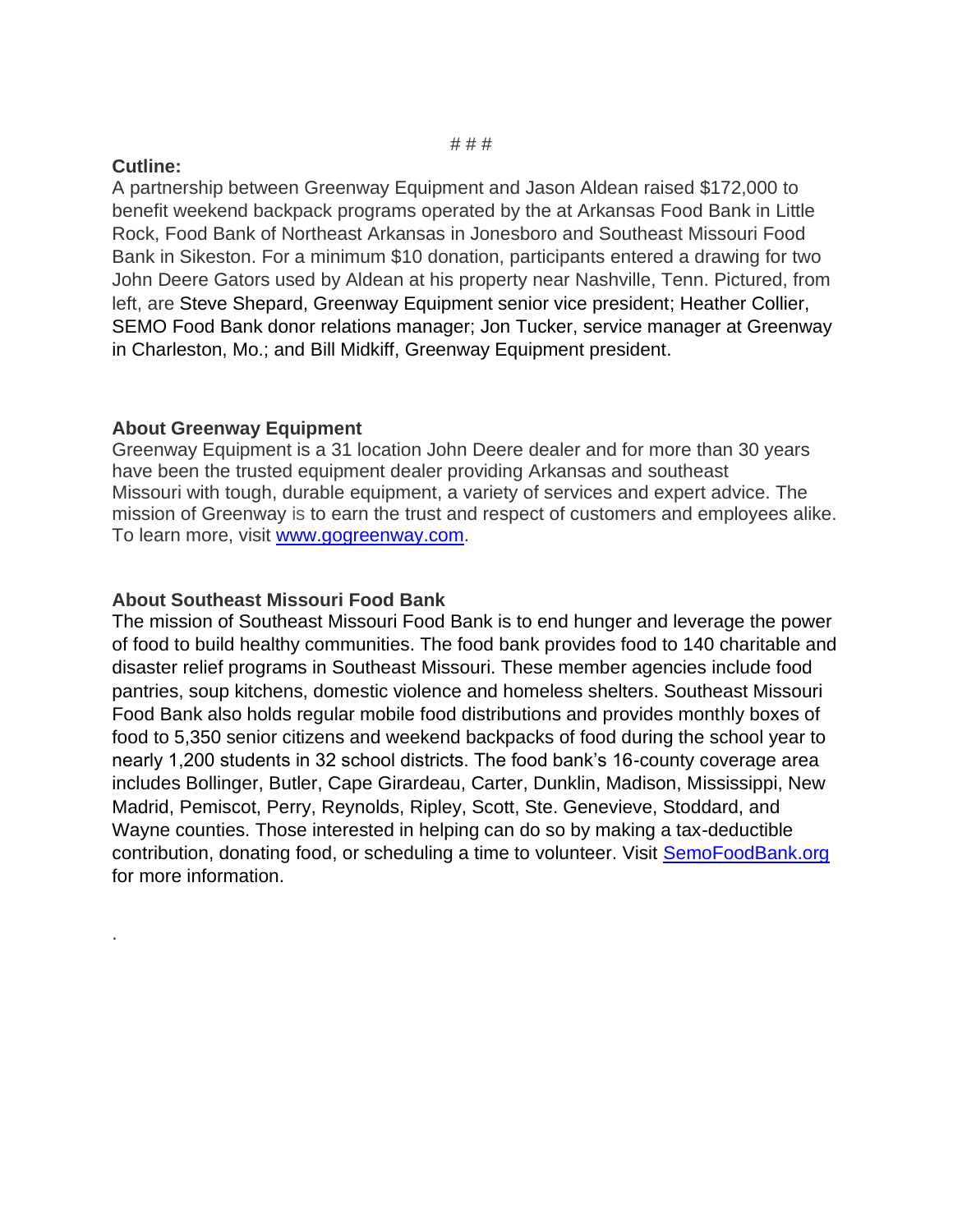# # #

**Cutline:**

A partnership between Greenway Equipment and Jason Aldean raised $172,000 to benefit weekend backpack programs operated by the at Arkansas Food Bank in Little Rock, Food Bank of Northeast Arkansas in Jonesboro and Southeast Missouri Food Bank in Sikeston. For a minimum $10 donation, participants entered a drawing for two John Deere Gators used by Aldean at his property near Nashville, Tenn. Pictured, from left, are Steve Shepard, Greenway Equipment senior vice president; Heather Collier, SEMO Food Bank donor relations manager; Jon Tucker, service manager at Greenway in Charleston, Mo.; and Bill Midkiff, Greenway Equipment president.

**About Greenway Equipment**

Greenway Equipment is a 31 location John Deere dealer and for more than 30 years have been the trusted equipment dealer providing Arkansas and southeast Missouri with tough, durable equipment, a variety of services and expert advice. The mission of Greenway is to earn the trust and respect of customers and employees alike. To learn more, visit [www.gogreenway.com](http://www.gogreenway.com).

**About Southeast Missouri Food Bank**

The mission of Southeast Missouri Food Bank is to end hunger and leverage the power of food to build healthy communities. The food bank provides food to 140 charitable and disaster relief programs in Southeast Missouri. These member agencies include food pantries, soup kitchens, domestic violence and homeless shelters. Southeast Missouri Food Bank also holds regular mobile food distributions and provides monthly boxes of food to 5,350 senior citizens and weekend backpacks of food during the school year to nearly 1,200 students in 32 school districts. The food bank's 16-county coverage area includes Bollinger, Butler, Cape Girardeau, Carter, Dunklin, Madison, Mississippi, New Madrid, Pemiscot, Perry, Reynolds, Ripley, Scott, Ste. Genevieve, Stoddard, and Wayne counties. Those interested in helping can do so by making a tax-deductible contribution, donating food, or scheduling a time to volunteer. Visit [SemoFoodBank.org](http://SemoFoodBank.org) for more information.